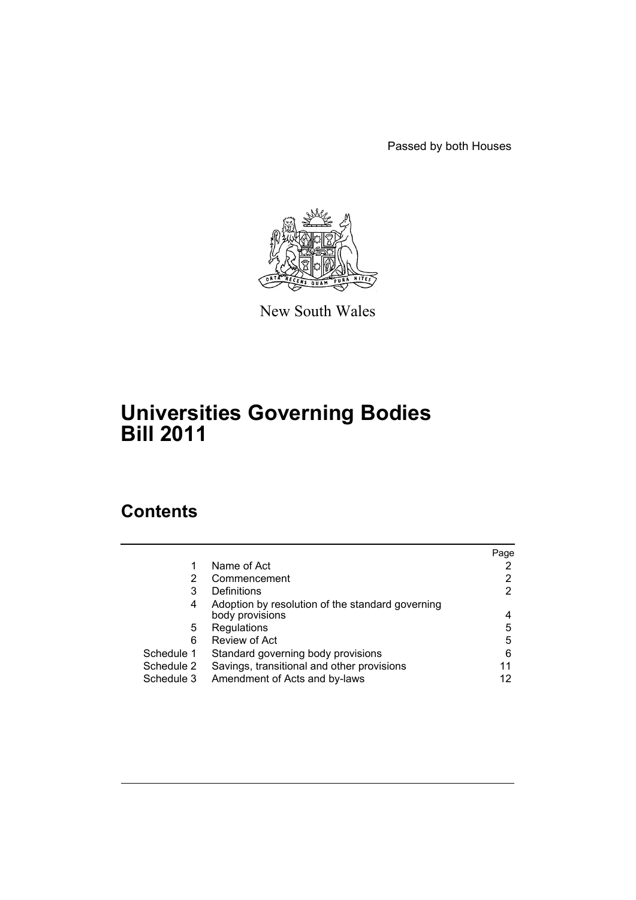Passed by both Houses

New South Wales

# Universities Governing Bodies Bill 2011

## Contents

| | | Page |
|---|---|---|
| 1 | Name of Act | 2 |
| 2 | Commencement | 2 |
| 3 | Definitions | 2 |
| 4 | Adoption by resolution of the standard governing body provisions | 4 |
| 5 | Regulations | 5 |
| 6 | Review of Act | 5 |
| Schedule 1 | Standard governing body provisions | 6 |
| Schedule 2 | Savings, transitional and other provisions | 11 |
| Schedule 3 | Amendment of Acts and by-laws | 12 |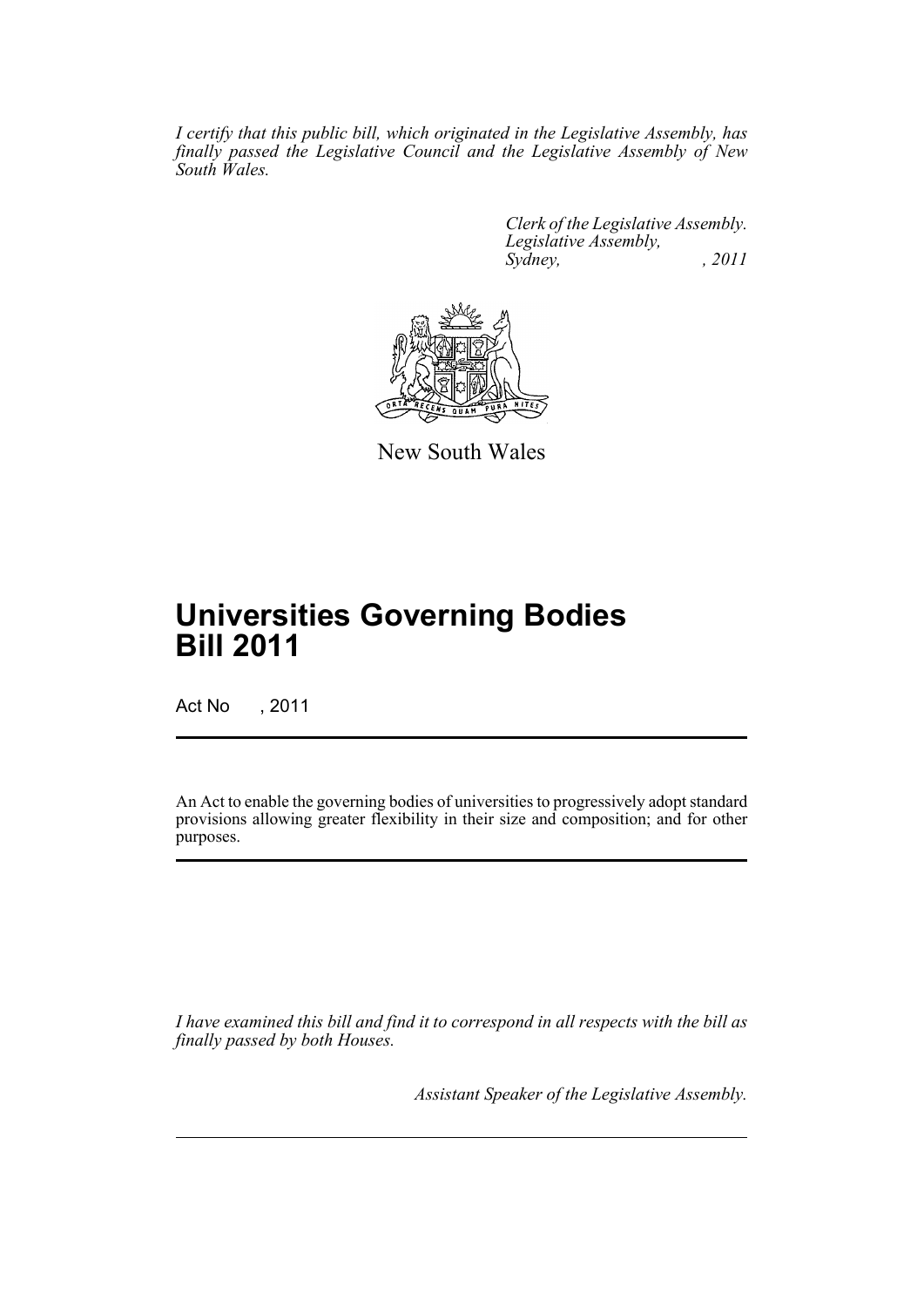*I certify that this public bill, which originated in the Legislative Assembly, has finally passed the Legislative Council and the Legislative Assembly of New South Wales.*

*Clerk of the Legislative Assembly.*
*Legislative Assembly,*
*Sydney, , 2011*

New South Wales

# Universities Governing Bodies Bill 2011

Act No , 2011

An Act to enable the governing bodies of universities to progressively adopt standard provisions allowing greater flexibility in their size and composition; and for other purposes.

*I have examined this bill and find it to correspond in all respects with the bill as finally passed by both Houses.*

*Assistant Speaker of the Legislative Assembly.*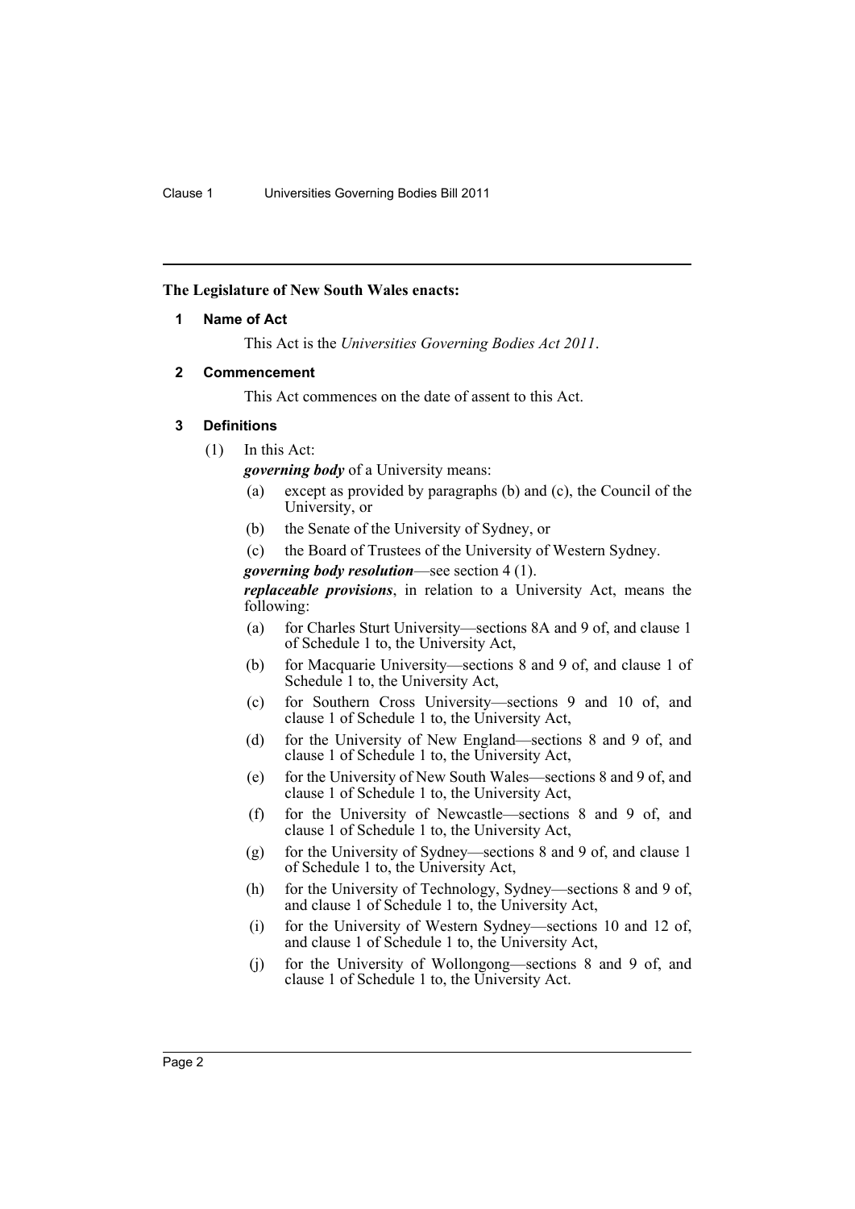**The Legislature of New South Wales enacts:**

## 1 Name of Act

This Act is the *Universities Governing Bodies Act 2011*.

## 2 Commencement

This Act commences on the date of assent to this Act.

## 3 Definitions

(1) In this Act:

***governing body*** of a University means:

- (a) except as provided by paragraphs (b) and (c), the Council of the University, or
- (b) the Senate of the University of Sydney, or
- (c) the Board of Trustees of the University of Western Sydney.

***governing body resolution***—see section 4 (1).

***replaceable provisions***, in relation to a University Act, means the following:

- (a) for Charles Sturt University—sections 8A and 9 of, and clause 1 of Schedule 1 to, the University Act,
- (b) for Macquarie University—sections 8 and 9 of, and clause 1 of Schedule 1 to, the University Act,
- (c) for Southern Cross University—sections 9 and 10 of, and clause 1 of Schedule 1 to, the University Act,
- (d) for the University of New England—sections 8 and 9 of, and clause 1 of Schedule 1 to, the University Act,
- (e) for the University of New South Wales—sections 8 and 9 of, and clause 1 of Schedule 1 to, the University Act,
- (f) for the University of Newcastle—sections 8 and 9 of, and clause 1 of Schedule 1 to, the University Act,
- (g) for the University of Sydney—sections 8 and 9 of, and clause 1 of Schedule 1 to, the University Act,
- (h) for the University of Technology, Sydney—sections 8 and 9 of, and clause 1 of Schedule 1 to, the University Act,
- (i) for the University of Western Sydney—sections 10 and 12 of, and clause 1 of Schedule 1 to, the University Act,
- (j) for the University of Wollongong—sections 8 and 9 of, and clause 1 of Schedule 1 to, the University Act.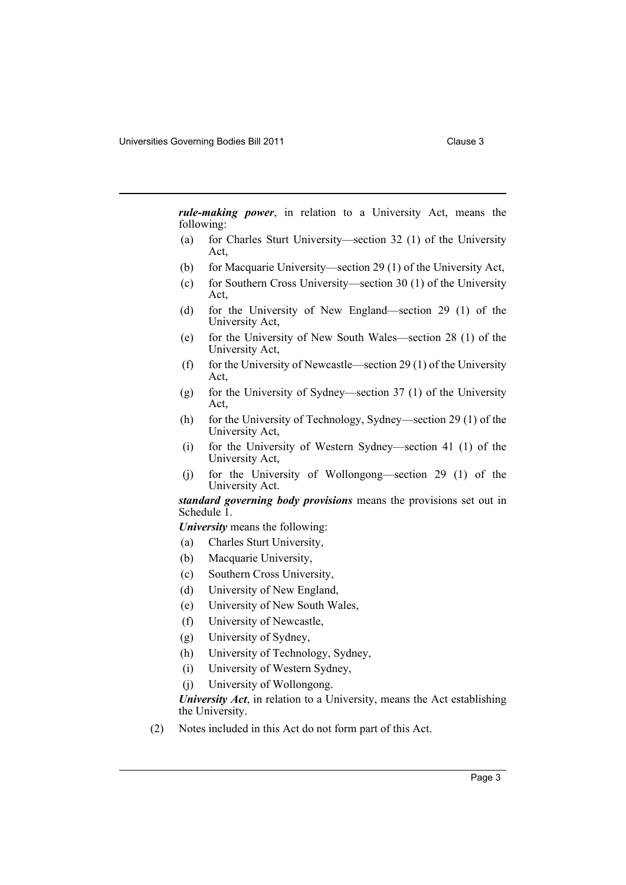***rule-making power***, in relation to a University Act, means the following:

- (a) for Charles Sturt University—section 32 (1) of the University Act,
- (b) for Macquarie University—section 29 (1) of the University Act,
- (c) for Southern Cross University—section 30 (1) of the University Act,
- (d) for the University of New England—section 29 (1) of the University Act,
- (e) for the University of New South Wales—section 28 (1) of the University Act,
- (f) for the University of Newcastle—section 29 (1) of the University Act,
- (g) for the University of Sydney—section 37 (1) of the University Act,
- (h) for the University of Technology, Sydney—section 29 (1) of the University Act,
- (i) for the University of Western Sydney—section 41 (1) of the University Act,
- (j) for the University of Wollongong—section 29 (1) of the University Act.

***standard governing body provisions*** means the provisions set out in Schedule 1.

***University*** means the following:

- (a) Charles Sturt University,
- (b) Macquarie University,
- (c) Southern Cross University,
- (d) University of New England,
- (e) University of New South Wales,
- (f) University of Newcastle,
- (g) University of Sydney,
- (h) University of Technology, Sydney,
- (i) University of Western Sydney,
- (j) University of Wollongong.

***University Act***, in relation to a University, means the Act establishing the University.

(2) Notes included in this Act do not form part of this Act.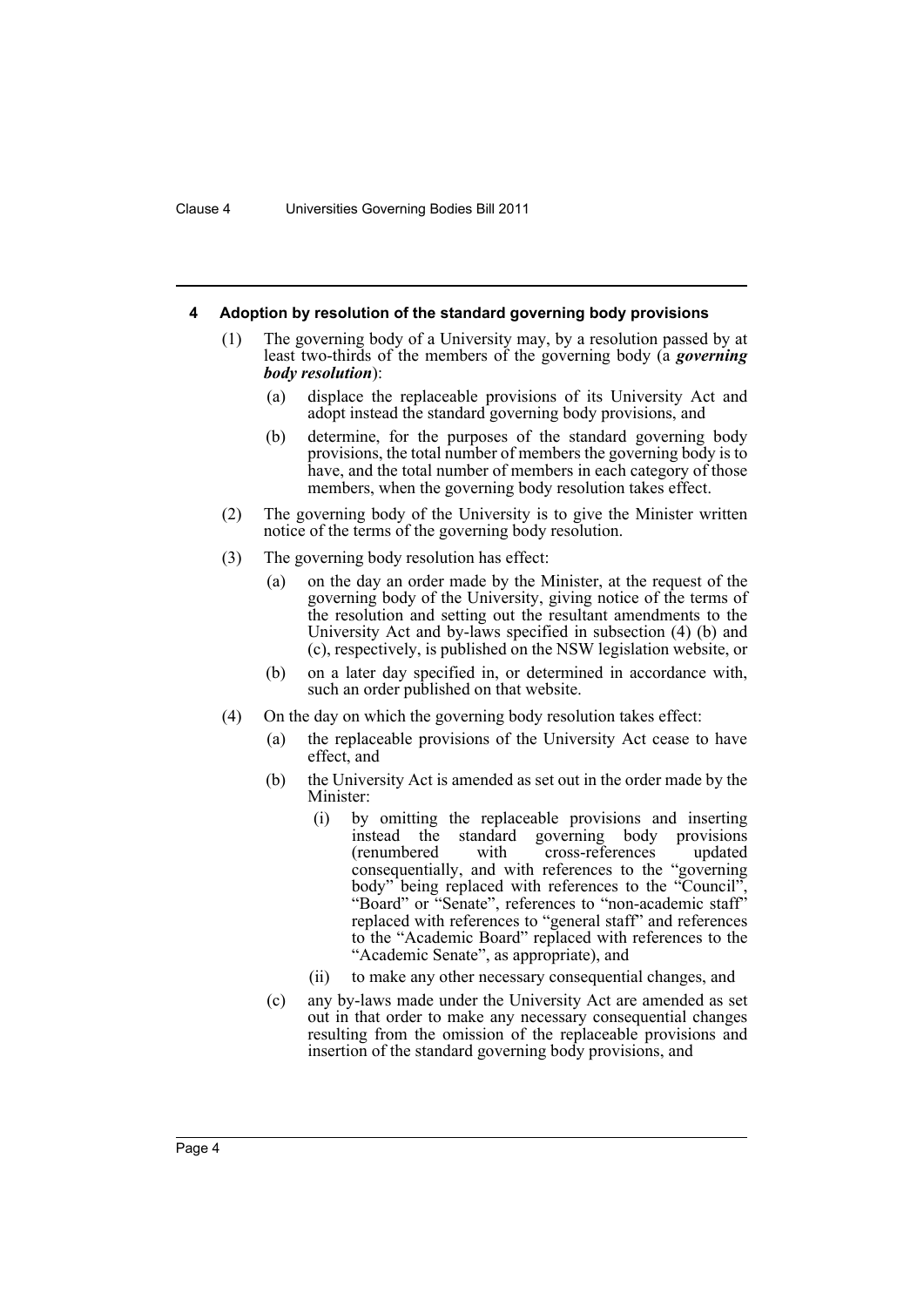## 4 Adoption by resolution of the standard governing body provisions

(1) The governing body of a University may, by a resolution passed by at least two-thirds of the members of the governing body (a ***governing body resolution***):

(a) displace the replaceable provisions of its University Act and adopt instead the standard governing body provisions, and

(b) determine, for the purposes of the standard governing body provisions, the total number of members the governing body is to have, and the total number of members in each category of those members, when the governing body resolution takes effect.

(2) The governing body of the University is to give the Minister written notice of the terms of the governing body resolution.

(3) The governing body resolution has effect:

(a) on the day an order made by the Minister, at the request of the governing body of the University, giving notice of the terms of the resolution and setting out the resultant amendments to the University Act and by-laws specified in subsection (4) (b) and (c), respectively, is published on the NSW legislation website, or

(b) on a later day specified in, or determined in accordance with, such an order published on that website.

(4) On the day on which the governing body resolution takes effect:

(a) the replaceable provisions of the University Act cease to have effect, and

(b) the University Act is amended as set out in the order made by the Minister:

(i) by omitting the replaceable provisions and inserting instead the standard governing body provisions (renumbered with cross-references updated consequentially, and with references to the "governing body" being replaced with references to the "Council", "Board" or "Senate", references to "non-academic staff" replaced with references to "general staff" and references to the "Academic Board" replaced with references to the "Academic Senate", as appropriate), and

(ii) to make any other necessary consequential changes, and

(c) any by-laws made under the University Act are amended as set out in that order to make any necessary consequential changes resulting from the omission of the replaceable provisions and insertion of the standard governing body provisions, and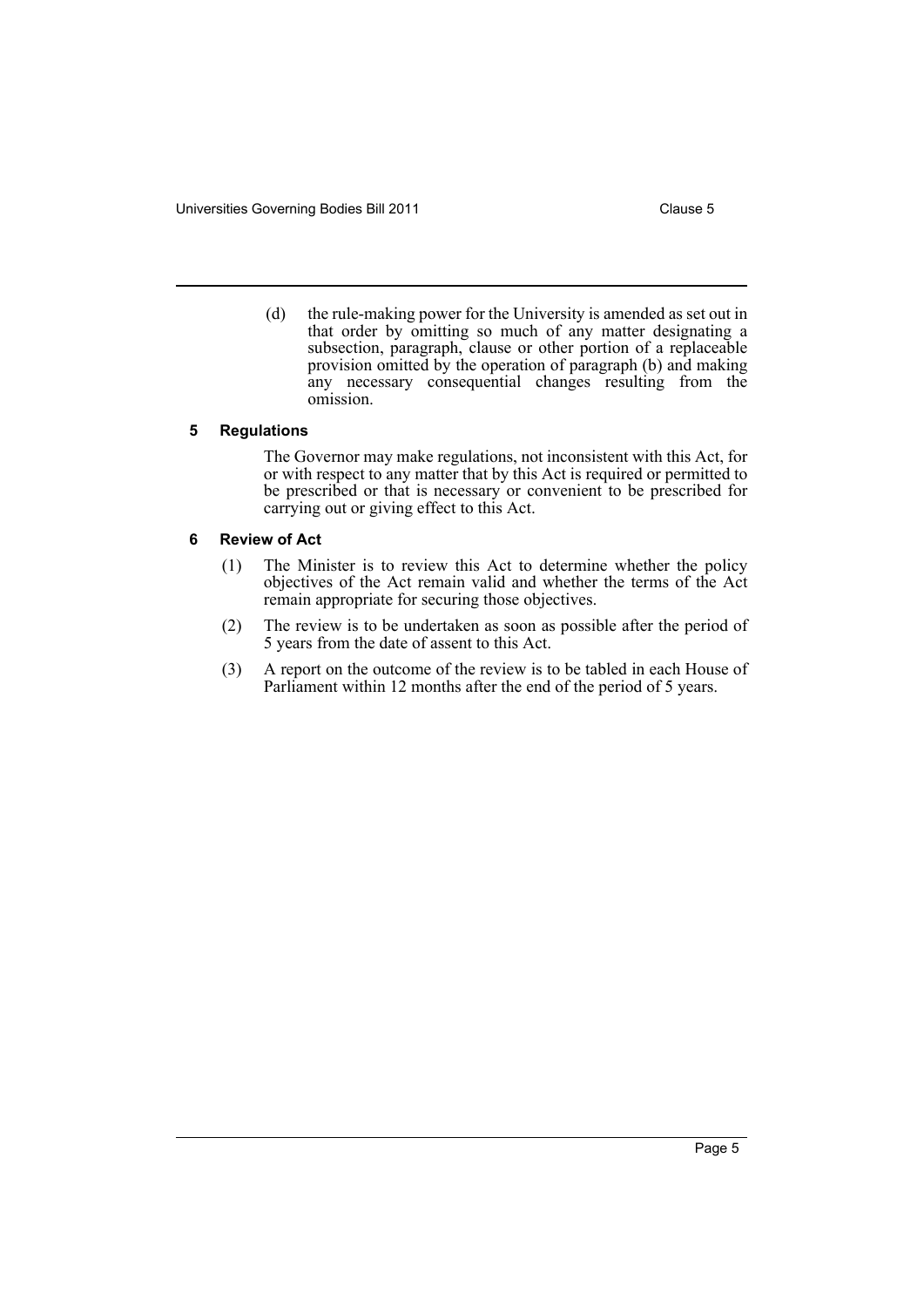(d) the rule-making power for the University is amended as set out in that order by omitting so much of any matter designating a subsection, paragraph, clause or other portion of a replaceable provision omitted by the operation of paragraph (b) and making any necessary consequential changes resulting from the omission.

### 5 Regulations

The Governor may make regulations, not inconsistent with this Act, for or with respect to any matter that by this Act is required or permitted to be prescribed or that is necessary or convenient to be prescribed for carrying out or giving effect to this Act.

### 6 Review of Act

(1) The Minister is to review this Act to determine whether the policy objectives of the Act remain valid and whether the terms of the Act remain appropriate for securing those objectives.

(2) The review is to be undertaken as soon as possible after the period of 5 years from the date of assent to this Act.

(3) A report on the outcome of the review is to be tabled in each House of Parliament within 12 months after the end of the period of 5 years.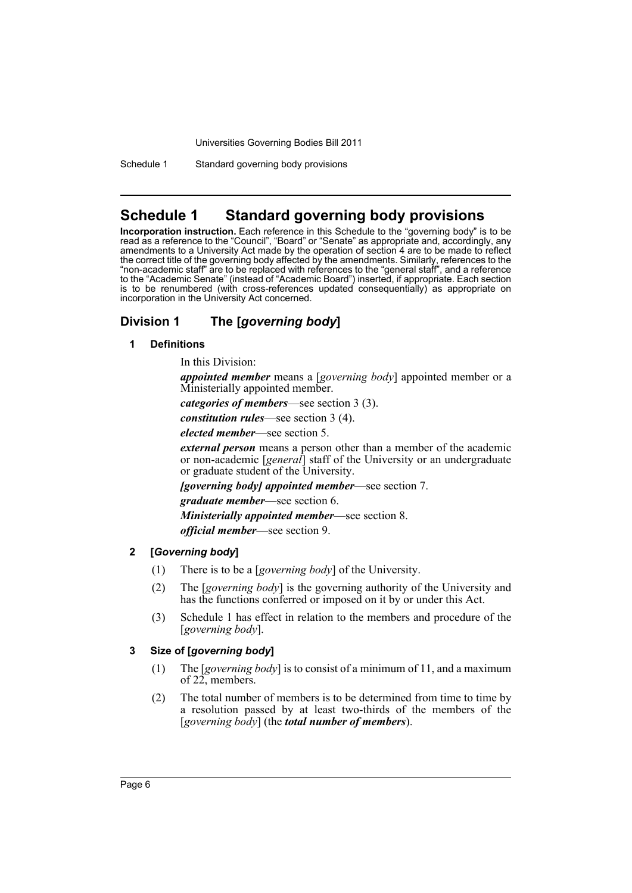# Schedule 1 Standard governing body provisions

**Incorporation instruction.** Each reference in this Schedule to the "governing body" is to be read as a reference to the "Council", "Board" or "Senate" as appropriate and, accordingly, any amendments to a University Act made by the operation of section 4 are to be made to reflect the correct title of the governing body affected by the amendments. Similarly, references to the "non-academic staff" are to be replaced with references to the "general staff", and a reference to the "Academic Senate" (instead of "Academic Board") inserted, if appropriate. Each section is to be renumbered (with cross-references updated consequentially) as appropriate on incorporation in the University Act concerned.

## Division 1 The [*governing body*]

### 1 Definitions

In this Division:

***appointed member*** means a [*governing body*] appointed member or a Ministerially appointed member.

***categories of members***—see section 3 (3).

***constitution rules***—see section 3 (4).

***elected member***—see section 5.

***external person*** means a person other than a member of the academic or non-academic [*general*] staff of the University or an undergraduate or graduate student of the University.

***[governing body] appointed member***—see section 7.

***graduate member***—see section 6.

***Ministerially appointed member***—see section 8.

***official member***—see section 9.

### 2 [*Governing body*]

(1) There is to be a [*governing body*] of the University.

(2) The [*governing body*] is the governing authority of the University and has the functions conferred or imposed on it by or under this Act.

(3) Schedule 1 has effect in relation to the members and procedure of the [*governing body*].

### 3 Size of [*governing body*]

(1) The [*governing body*] is to consist of a minimum of 11, and a maximum of 22, members.

(2) The total number of members is to be determined from time to time by a resolution passed by at least two-thirds of the members of the [*governing body*] (the ***total number of members***).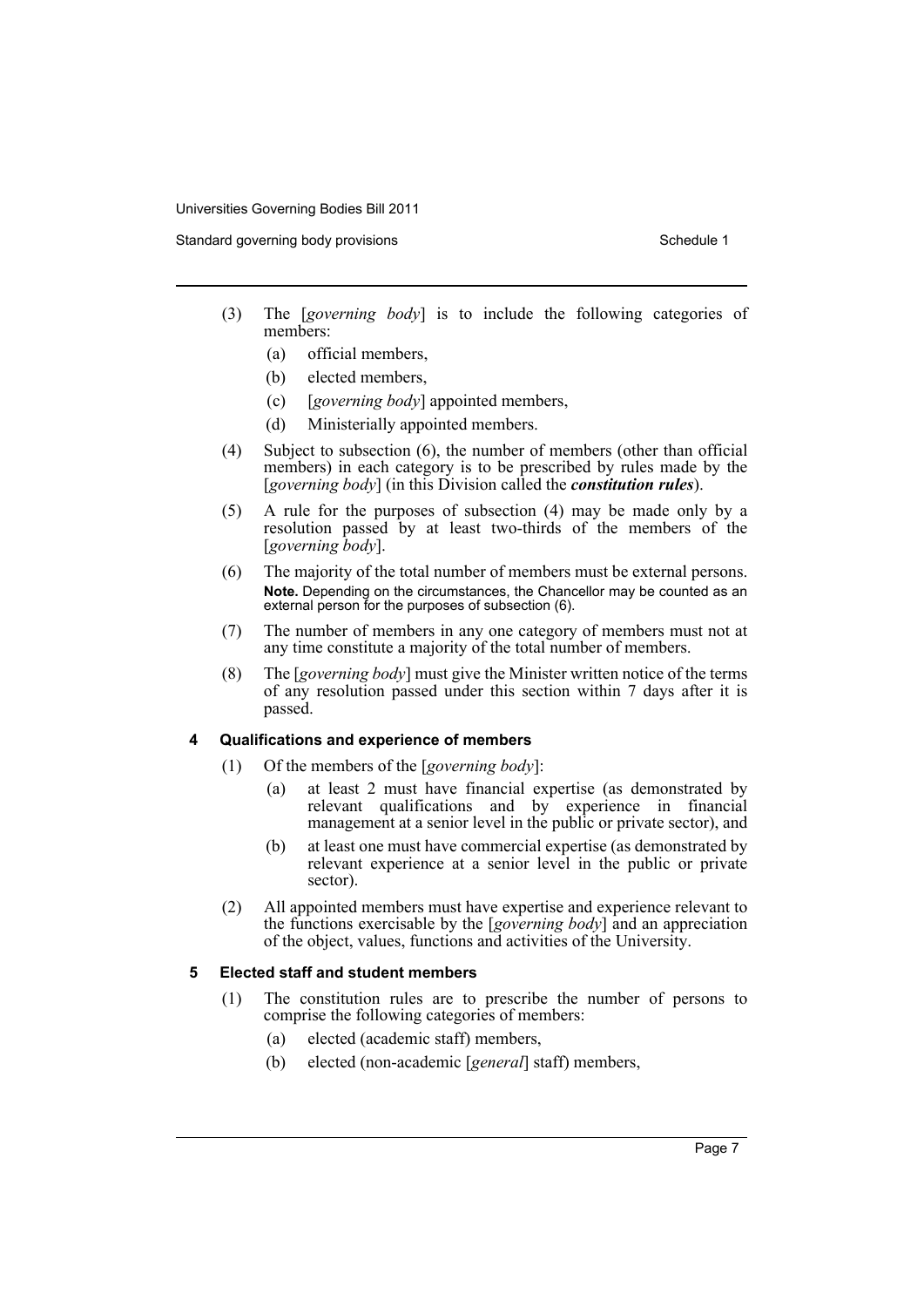(3) The [*governing body*] is to include the following categories of members:

(a) official members,

(b) elected members,

(c) [*governing body*] appointed members,

(d) Ministerially appointed members.

(4) Subject to subsection (6), the number of members (other than official members) in each category is to be prescribed by rules made by the [*governing body*] (in this Division called the ***constitution rules***).

(5) A rule for the purposes of subsection (4) may be made only by a resolution passed by at least two-thirds of the members of the [*governing body*].

(6) The majority of the total number of members must be external persons.

**Note.** Depending on the circumstances, the Chancellor may be counted as an external person for the purposes of subsection (6).

(7) The number of members in any one category of members must not at any time constitute a majority of the total number of members.

(8) The [*governing body*] must give the Minister written notice of the terms of any resolution passed under this section within 7 days after it is passed.

#### 4 Qualifications and experience of members

(1) Of the members of the [*governing body*]:

(a) at least 2 must have financial expertise (as demonstrated by relevant qualifications and by experience in financial management at a senior level in the public or private sector), and

(b) at least one must have commercial expertise (as demonstrated by relevant experience at a senior level in the public or private sector).

(2) All appointed members must have expertise and experience relevant to the functions exercisable by the [*governing body*] and an appreciation of the object, values, functions and activities of the University.

#### 5 Elected staff and student members

(1) The constitution rules are to prescribe the number of persons to comprise the following categories of members:

(a) elected (academic staff) members,

(b) elected (non-academic [*general*] staff) members,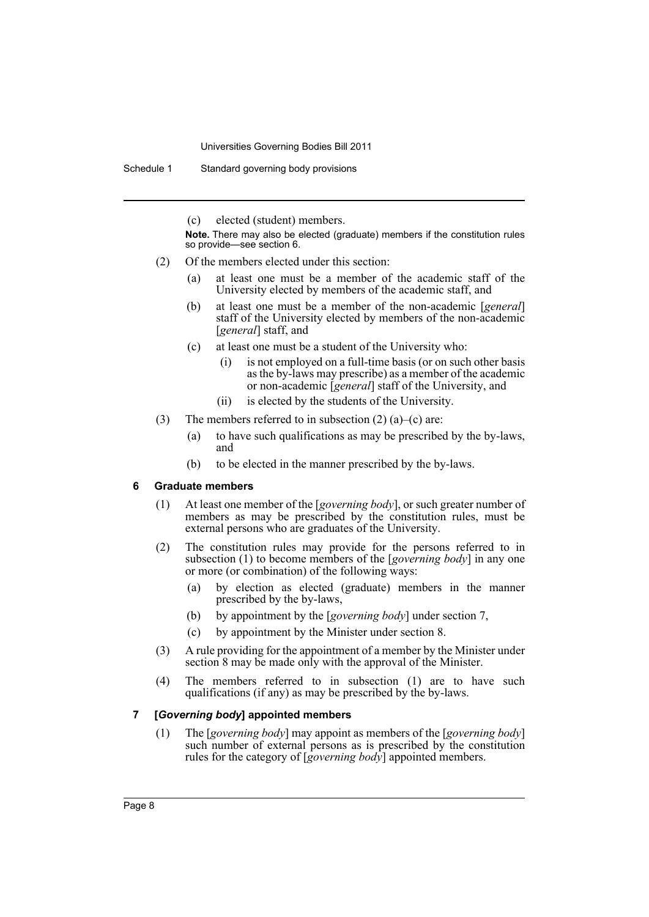(c) elected (student) members.

**Note.** There may also be elected (graduate) members if the constitution rules so provide—see section 6.

(2) Of the members elected under this section:

- (a) at least one must be a member of the academic staff of the University elected by members of the academic staff, and
- (b) at least one must be a member of the non-academic [*general*] staff of the University elected by members of the non-academic [*general*] staff, and
- (c) at least one must be a student of the University who:
  - (i) is not employed on a full-time basis (or on such other basis as the by-laws may prescribe) as a member of the academic or non-academic [*general*] staff of the University, and
  - (ii) is elected by the students of the University.

(3) The members referred to in subsection (2) (a)–(c) are:

- (a) to have such qualifications as may be prescribed by the by-laws, and
- (b) to be elected in the manner prescribed by the by-laws.

### 6 Graduate members

(1) At least one member of the [*governing body*], or such greater number of members as may be prescribed by the constitution rules, must be external persons who are graduates of the University.

(2) The constitution rules may provide for the persons referred to in subsection (1) to become members of the [*governing body*] in any one or more (or combination) of the following ways:

- (a) by election as elected (graduate) members in the manner prescribed by the by-laws,
- (b) by appointment by the [*governing body*] under section 7,
- (c) by appointment by the Minister under section 8.

(3) A rule providing for the appointment of a member by the Minister under section 8 may be made only with the approval of the Minister.

(4) The members referred to in subsection (1) are to have such qualifications (if any) as may be prescribed by the by-laws.

### 7 [*Governing body*] appointed members

(1) The [*governing body*] may appoint as members of the [*governing body*] such number of external persons as is prescribed by the constitution rules for the category of [*governing body*] appointed members.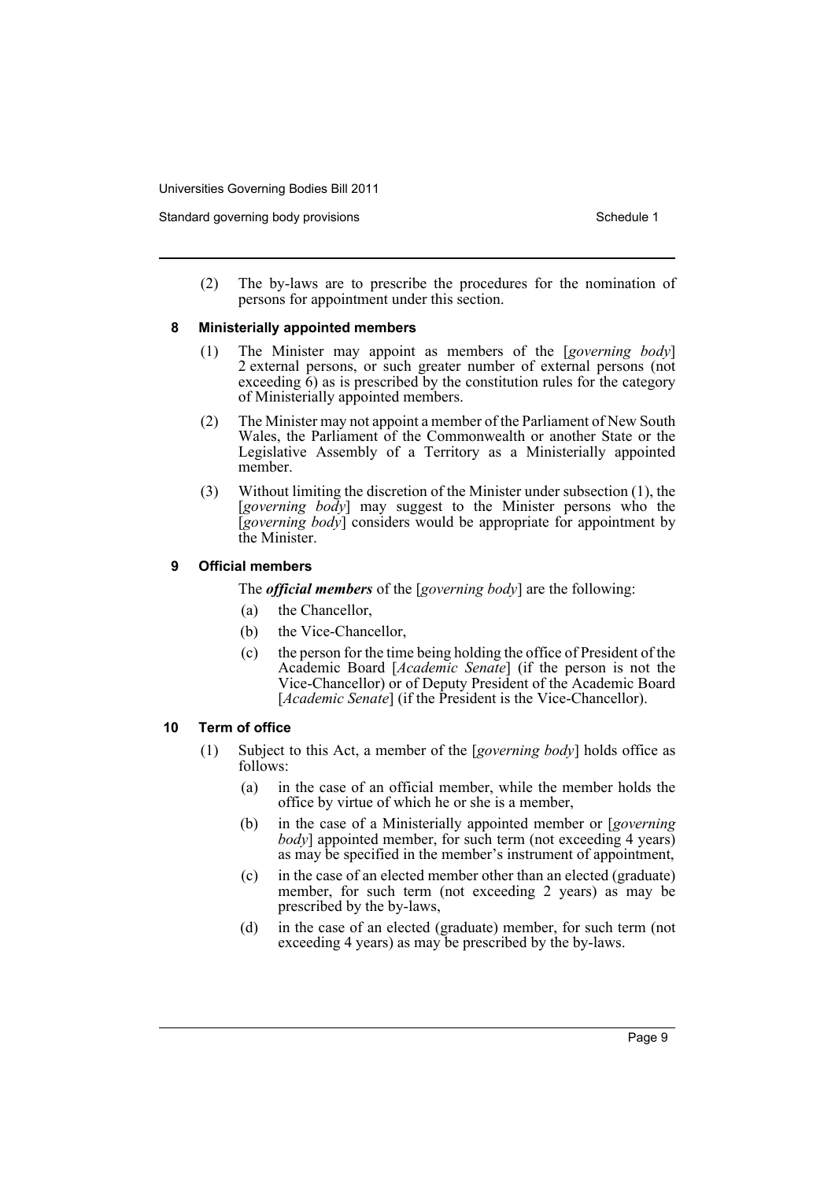(2) The by-laws are to prescribe the procedures for the nomination of persons for appointment under this section.

### 8 Ministerially appointed members

(1) The Minister may appoint as members of the [*governing body*] 2 external persons, or such greater number of external persons (not exceeding 6) as is prescribed by the constitution rules for the category of Ministerially appointed members.

(2) The Minister may not appoint a member of the Parliament of New South Wales, the Parliament of the Commonwealth or another State or the Legislative Assembly of a Territory as a Ministerially appointed member.

(3) Without limiting the discretion of the Minister under subsection (1), the [*governing body*] may suggest to the Minister persons who the [*governing body*] considers would be appropriate for appointment by the Minister.

### 9 Official members

The ***official members*** of the [*governing body*] are the following:

(a) the Chancellor,

(b) the Vice-Chancellor,

(c) the person for the time being holding the office of President of the Academic Board [*Academic Senate*] (if the person is not the Vice-Chancellor) or of Deputy President of the Academic Board [*Academic Senate*] (if the President is the Vice-Chancellor).

### 10 Term of office

(1) Subject to this Act, a member of the [*governing body*] holds office as follows:

(a) in the case of an official member, while the member holds the office by virtue of which he or she is a member,

(b) in the case of a Ministerially appointed member or [*governing body*] appointed member, for such term (not exceeding 4 years) as may be specified in the member's instrument of appointment,

(c) in the case of an elected member other than an elected (graduate) member, for such term (not exceeding 2 years) as may be prescribed by the by-laws,

(d) in the case of an elected (graduate) member, for such term (not exceeding 4 years) as may be prescribed by the by-laws.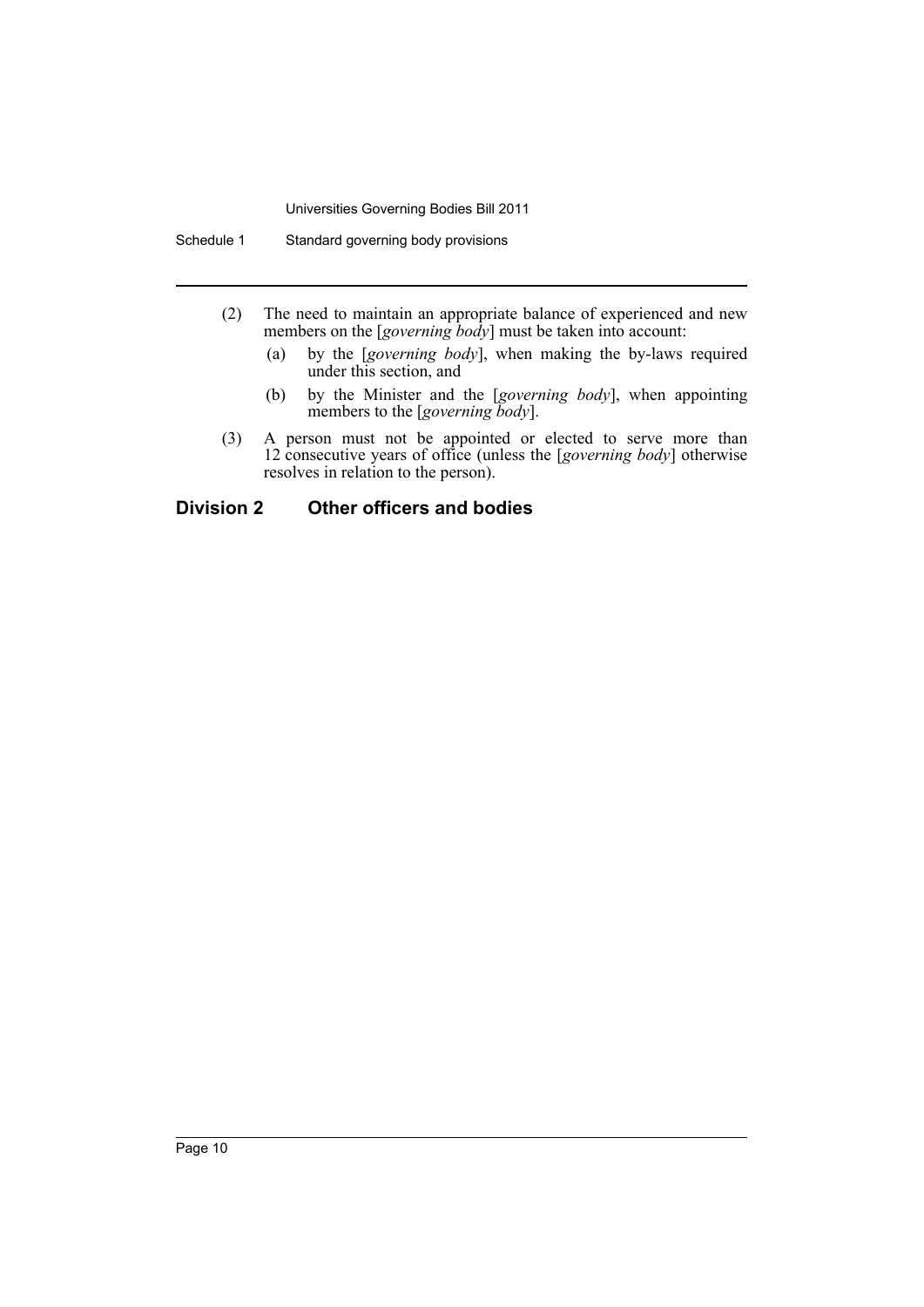(2) The need to maintain an appropriate balance of experienced and new members on the [*governing body*] must be taken into account:

(a) by the [*governing body*], when making the by-laws required under this section, and

(b) by the Minister and the [*governing body*], when appointing members to the [*governing body*].

(3) A person must not be appointed or elected to serve more than 12 consecutive years of office (unless the [*governing body*] otherwise resolves in relation to the person).

## Division 2 Other officers and bodies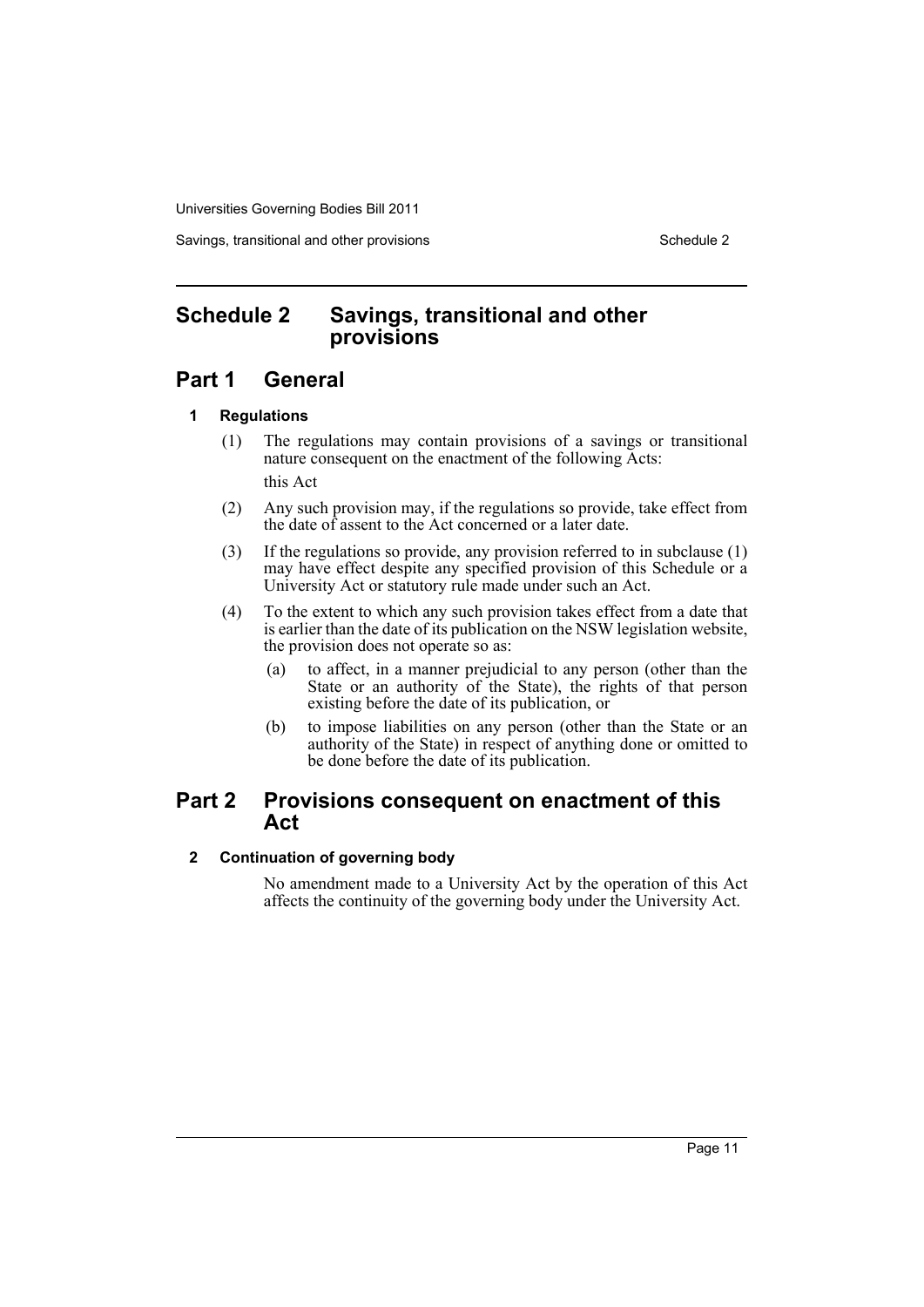# Schedule 2 Savings, transitional and other provisions

## Part 1 General

### 1 Regulations

(1) The regulations may contain provisions of a savings or transitional nature consequent on the enactment of the following Acts:

this Act

(2) Any such provision may, if the regulations so provide, take effect from the date of assent to the Act concerned or a later date.

(3) If the regulations so provide, any provision referred to in subclause (1) may have effect despite any specified provision of this Schedule or a University Act or statutory rule made under such an Act.

(4) To the extent to which any such provision takes effect from a date that is earlier than the date of its publication on the NSW legislation website, the provision does not operate so as:

- (a) to affect, in a manner prejudicial to any person (other than the State or an authority of the State), the rights of that person existing before the date of its publication, or
- (b) to impose liabilities on any person (other than the State or an authority of the State) in respect of anything done or omitted to be done before the date of its publication.

## Part 2 Provisions consequent on enactment of this Act

### 2 Continuation of governing body

No amendment made to a University Act by the operation of this Act affects the continuity of the governing body under the University Act.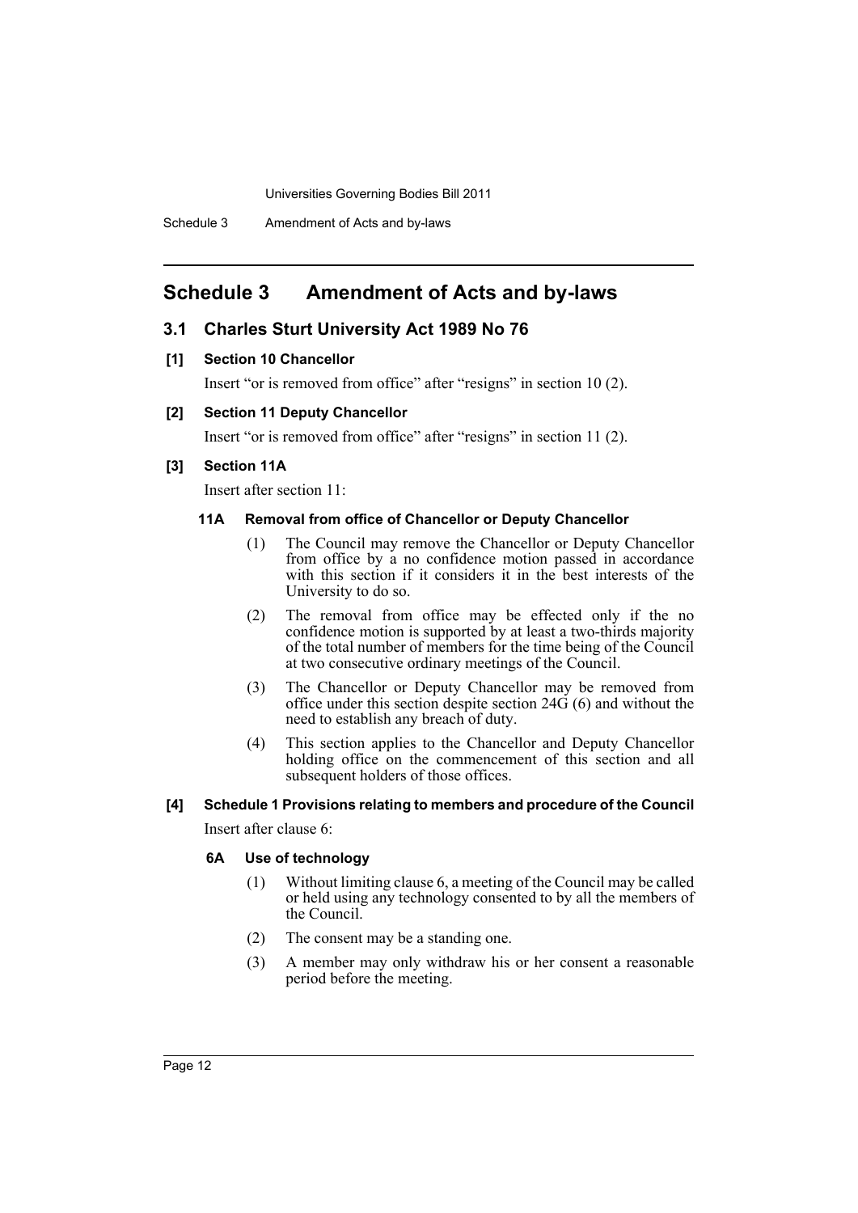# Schedule 3 Amendment of Acts and by-laws

## 3.1 Charles Sturt University Act 1989 No 76

### [1] Section 10 Chancellor

Insert "or is removed from office" after "resigns" in section 10 (2).

### [2] Section 11 Deputy Chancellor

Insert "or is removed from office" after "resigns" in section 11 (2).

### [3] Section 11A

Insert after section 11:

#### 11A Removal from office of Chancellor or Deputy Chancellor

(1) The Council may remove the Chancellor or Deputy Chancellor from office by a no confidence motion passed in accordance with this section if it considers it in the best interests of the University to do so.

(2) The removal from office may be effected only if the no confidence motion is supported by at least a two-thirds majority of the total number of members for the time being of the Council at two consecutive ordinary meetings of the Council.

(3) The Chancellor or Deputy Chancellor may be removed from office under this section despite section 24G (6) and without the need to establish any breach of duty.

(4) This section applies to the Chancellor and Deputy Chancellor holding office on the commencement of this section and all subsequent holders of those offices.

### [4] Schedule 1 Provisions relating to members and procedure of the Council

Insert after clause 6:

#### 6A Use of technology

(1) Without limiting clause 6, a meeting of the Council may be called or held using any technology consented to by all the members of the Council.

(2) The consent may be a standing one.

(3) A member may only withdraw his or her consent a reasonable period before the meeting.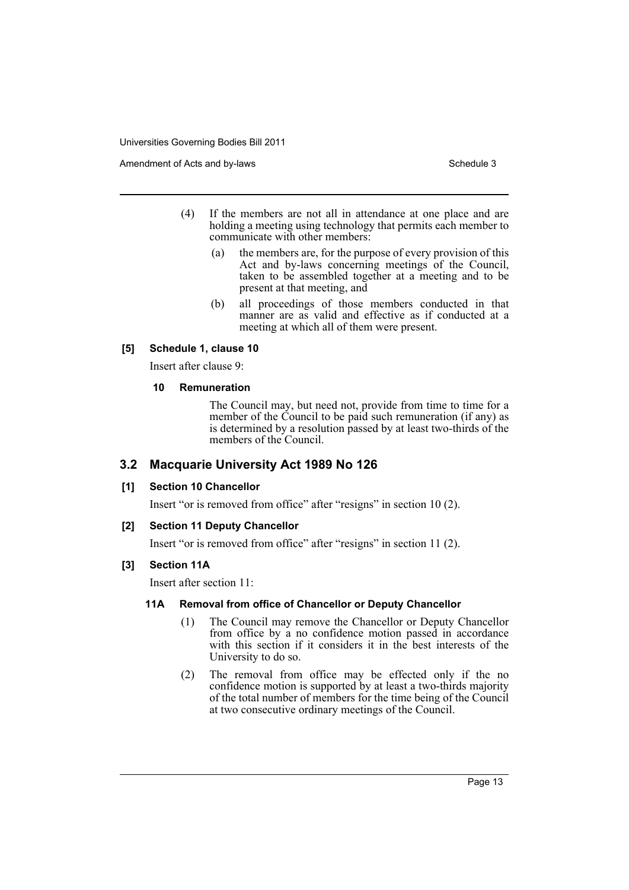(4) If the members are not all in attendance at one place and are holding a meeting using technology that permits each member to communicate with other members:

(a) the members are, for the purpose of every provision of this Act and by-laws concerning meetings of the Council, taken to be assembled together at a meeting and to be present at that meeting, and

(b) all proceedings of those members conducted in that manner are as valid and effective as if conducted at a meeting at which all of them were present.

**[5] Schedule 1, clause 10**

Insert after clause 9:

**10 Remuneration**

The Council may, but need not, provide from time to time for a member of the Council to be paid such remuneration (if any) as is determined by a resolution passed by at least two-thirds of the members of the Council.

## 3.2 Macquarie University Act 1989 No 126

**[1] Section 10 Chancellor**

Insert "or is removed from office" after "resigns" in section 10 (2).

**[2] Section 11 Deputy Chancellor**

Insert "or is removed from office" after "resigns" in section 11 (2).

**[3] Section 11A**

Insert after section 11:

**11A Removal from office of Chancellor or Deputy Chancellor**

(1) The Council may remove the Chancellor or Deputy Chancellor from office by a no confidence motion passed in accordance with this section if it considers it in the best interests of the University to do so.

(2) The removal from office may be effected only if the no confidence motion is supported by at least a two-thirds majority of the total number of members for the time being of the Council at two consecutive ordinary meetings of the Council.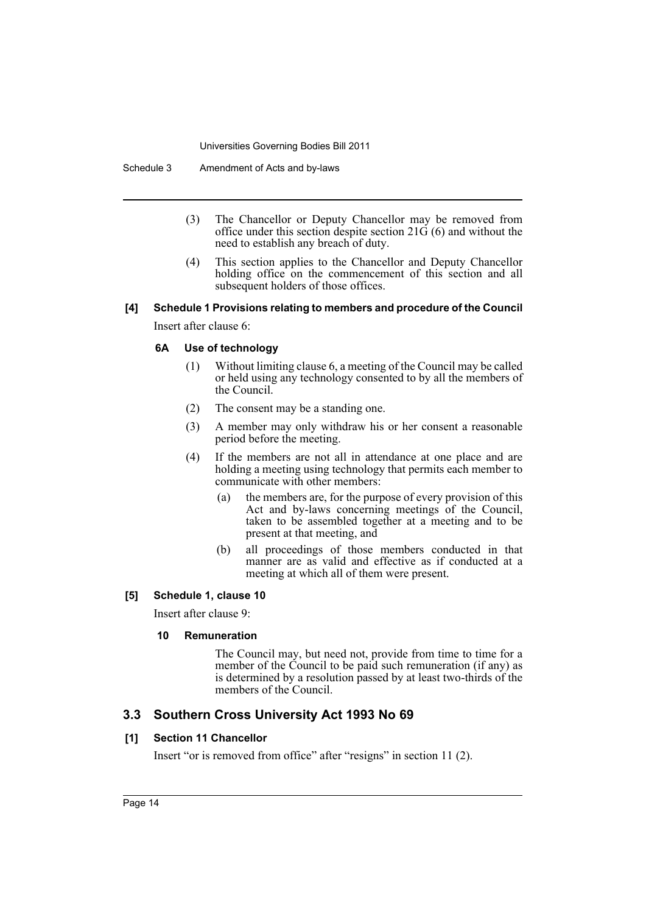(3) The Chancellor or Deputy Chancellor may be removed from office under this section despite section 21G (6) and without the need to establish any breach of duty.

(4) This section applies to the Chancellor and Deputy Chancellor holding office on the commencement of this section and all subsequent holders of those offices.

**[4] Schedule 1 Provisions relating to members and procedure of the Council**

Insert after clause 6:

**6A Use of technology**

(1) Without limiting clause 6, a meeting of the Council may be called or held using any technology consented to by all the members of the Council.

(2) The consent may be a standing one.

(3) A member may only withdraw his or her consent a reasonable period before the meeting.

(4) If the members are not all in attendance at one place and are holding a meeting using technology that permits each member to communicate with other members:

(a) the members are, for the purpose of every provision of this Act and by-laws concerning meetings of the Council, taken to be assembled together at a meeting and to be present at that meeting, and

(b) all proceedings of those members conducted in that manner are as valid and effective as if conducted at a meeting at which all of them were present.

**[5] Schedule 1, clause 10**

Insert after clause 9:

**10 Remuneration**

The Council may, but need not, provide from time to time for a member of the Council to be paid such remuneration (if any) as is determined by a resolution passed by at least two-thirds of the members of the Council.

## 3.3 Southern Cross University Act 1993 No 69

**[1] Section 11 Chancellor**

Insert "or is removed from office" after "resigns" in section 11 (2).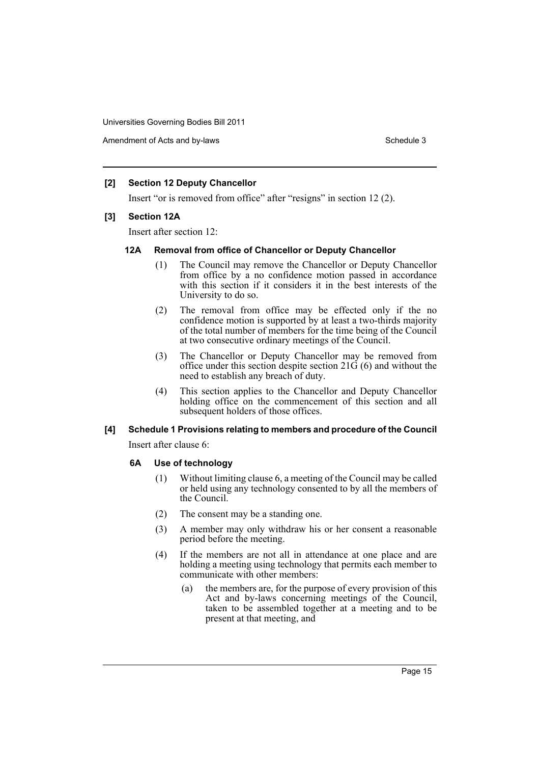### [2] Section 12 Deputy Chancellor

Insert "or is removed from office" after "resigns" in section 12 (2).

### [3] Section 12A

Insert after section 12:

#### 12A Removal from office of Chancellor or Deputy Chancellor

(1) The Council may remove the Chancellor or Deputy Chancellor from office by a no confidence motion passed in accordance with this section if it considers it in the best interests of the University to do so.

(2) The removal from office may be effected only if the no confidence motion is supported by at least a two-thirds majority of the total number of members for the time being of the Council at two consecutive ordinary meetings of the Council.

(3) The Chancellor or Deputy Chancellor may be removed from office under this section despite section 21G (6) and without the need to establish any breach of duty.

(4) This section applies to the Chancellor and Deputy Chancellor holding office on the commencement of this section and all subsequent holders of those offices.

### [4] Schedule 1 Provisions relating to members and procedure of the Council

Insert after clause 6:

#### 6A Use of technology

(1) Without limiting clause 6, a meeting of the Council may be called or held using any technology consented to by all the members of the Council.

(2) The consent may be a standing one.

(3) A member may only withdraw his or her consent a reasonable period before the meeting.

(4) If the members are not all in attendance at one place and are holding a meeting using technology that permits each member to communicate with other members:

(a) the members are, for the purpose of every provision of this Act and by-laws concerning meetings of the Council, taken to be assembled together at a meeting and to be present at that meeting, and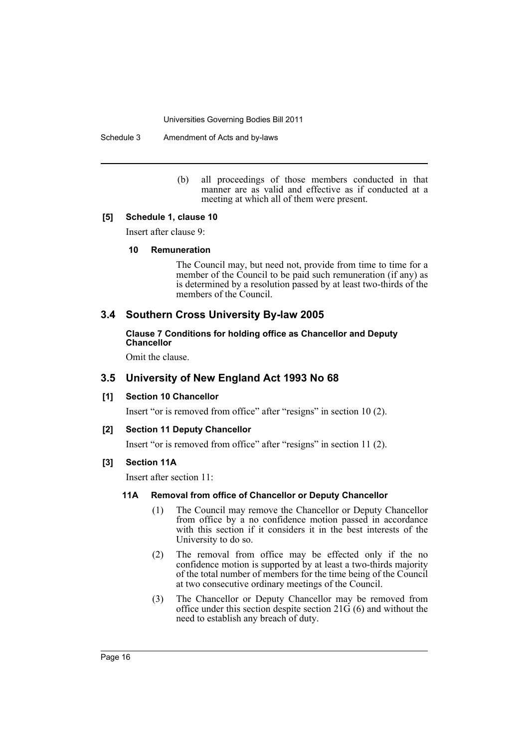(b) all proceedings of those members conducted in that manner are as valid and effective as if conducted at a meeting at which all of them were present.

**[5] Schedule 1, clause 10**

Insert after clause 9:

**10 Remuneration**

The Council may, but need not, provide from time to time for a member of the Council to be paid such remuneration (if any) as is determined by a resolution passed by at least two-thirds of the members of the Council.

## 3.4 Southern Cross University By-law 2005

**Clause 7 Conditions for holding office as Chancellor and Deputy Chancellor**

Omit the clause.

## 3.5 University of New England Act 1993 No 68

**[1] Section 10 Chancellor**

Insert "or is removed from office" after "resigns" in section 10 (2).

**[2] Section 11 Deputy Chancellor**

Insert "or is removed from office" after "resigns" in section 11 (2).

**[3] Section 11A**

Insert after section 11:

**11A Removal from office of Chancellor or Deputy Chancellor**

(1) The Council may remove the Chancellor or Deputy Chancellor from office by a no confidence motion passed in accordance with this section if it considers it in the best interests of the University to do so.

(2) The removal from office may be effected only if the no confidence motion is supported by at least a two-thirds majority of the total number of members for the time being of the Council at two consecutive ordinary meetings of the Council.

(3) The Chancellor or Deputy Chancellor may be removed from office under this section despite section 21G (6) and without the need to establish any breach of duty.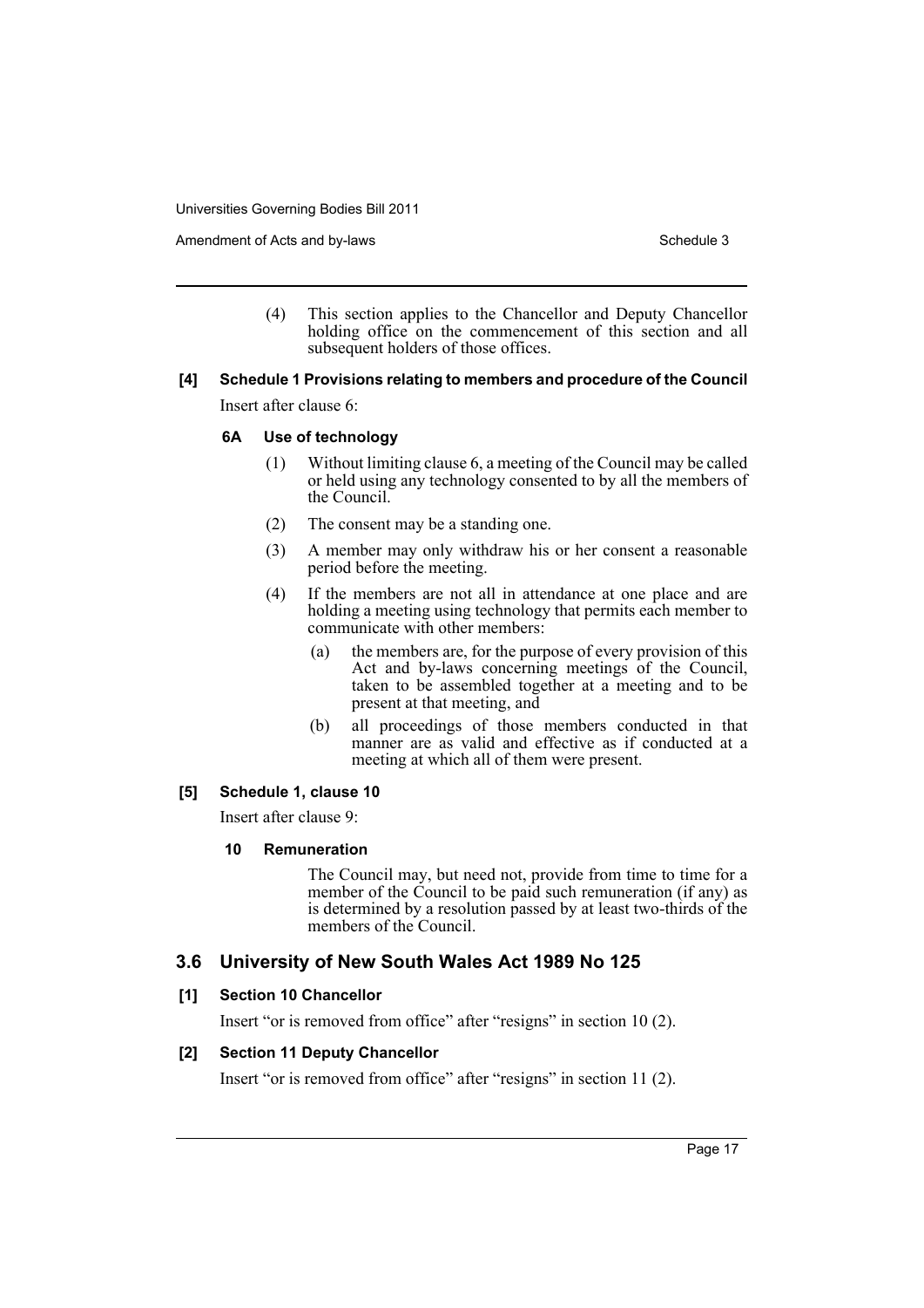(4) This section applies to the Chancellor and Deputy Chancellor holding office on the commencement of this section and all subsequent holders of those offices.

**[4] Schedule 1 Provisions relating to members and procedure of the Council**

Insert after clause 6:

**6A Use of technology**

(1) Without limiting clause 6, a meeting of the Council may be called or held using any technology consented to by all the members of the Council.

(2) The consent may be a standing one.

(3) A member may only withdraw his or her consent a reasonable period before the meeting.

(4) If the members are not all in attendance at one place and are holding a meeting using technology that permits each member to communicate with other members:

(a) the members are, for the purpose of every provision of this Act and by-laws concerning meetings of the Council, taken to be assembled together at a meeting and to be present at that meeting, and

(b) all proceedings of those members conducted in that manner are as valid and effective as if conducted at a meeting at which all of them were present.

**[5] Schedule 1, clause 10**

Insert after clause 9:

**10 Remuneration**

The Council may, but need not, provide from time to time for a member of the Council to be paid such remuneration (if any) as is determined by a resolution passed by at least two-thirds of the members of the Council.

## 3.6 University of New South Wales Act 1989 No 125

**[1] Section 10 Chancellor**

Insert "or is removed from office" after "resigns" in section 10 (2).

**[2] Section 11 Deputy Chancellor**

Insert "or is removed from office" after "resigns" in section 11 (2).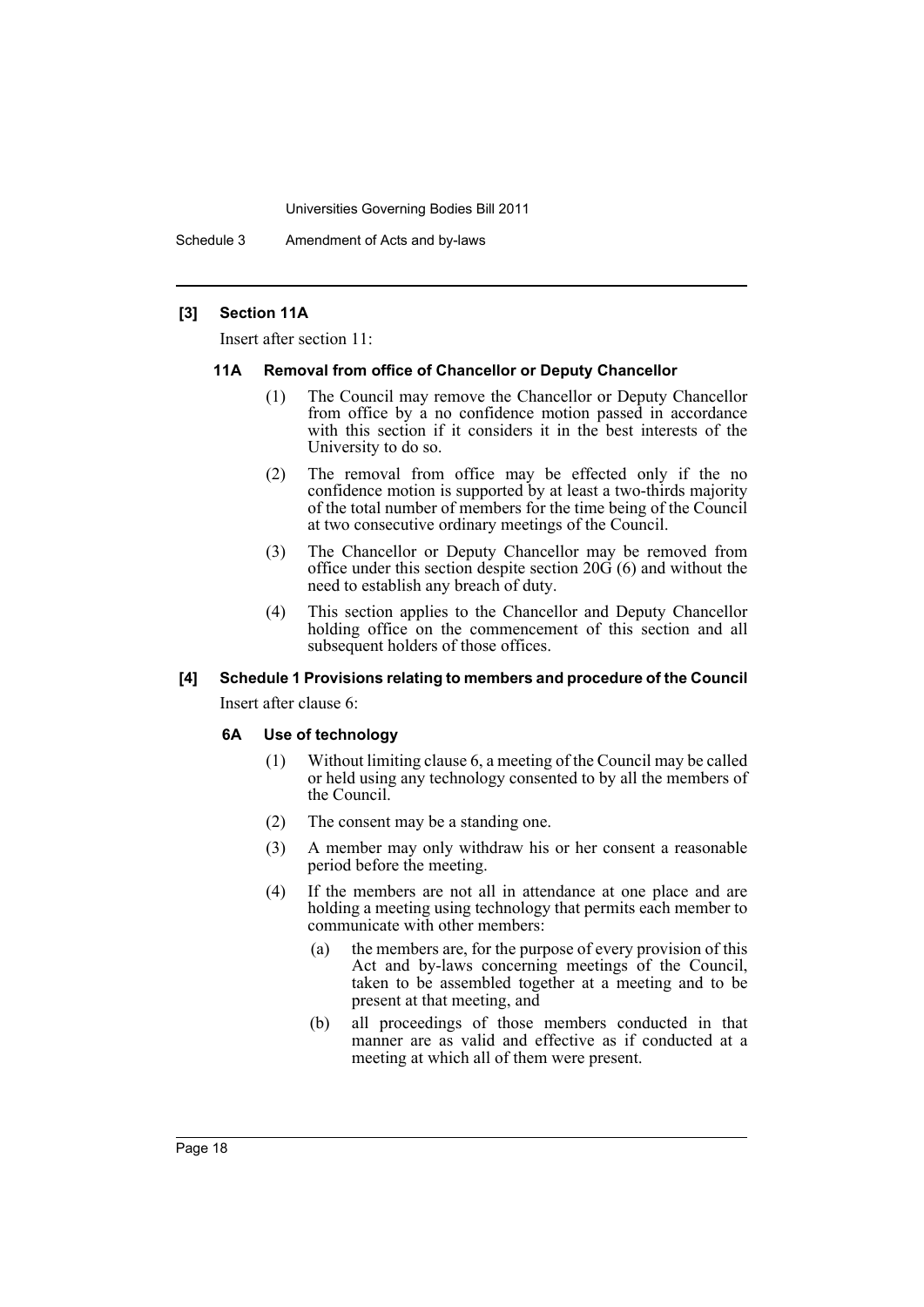**[3] Section 11A**

Insert after section 11:

**11A Removal from office of Chancellor or Deputy Chancellor**

(1) The Council may remove the Chancellor or Deputy Chancellor from office by a no confidence motion passed in accordance with this section if it considers it in the best interests of the University to do so.

(2) The removal from office may be effected only if the no confidence motion is supported by at least a two-thirds majority of the total number of members for the time being of the Council at two consecutive ordinary meetings of the Council.

(3) The Chancellor or Deputy Chancellor may be removed from office under this section despite section 20G (6) and without the need to establish any breach of duty.

(4) This section applies to the Chancellor and Deputy Chancellor holding office on the commencement of this section and all subsequent holders of those offices.

**[4] Schedule 1 Provisions relating to members and procedure of the Council**

Insert after clause 6:

**6A Use of technology**

(1) Without limiting clause 6, a meeting of the Council may be called or held using any technology consented to by all the members of the Council.

(2) The consent may be a standing one.

(3) A member may only withdraw his or her consent a reasonable period before the meeting.

(4) If the members are not all in attendance at one place and are holding a meeting using technology that permits each member to communicate with other members:

(a) the members are, for the purpose of every provision of this Act and by-laws concerning meetings of the Council, taken to be assembled together at a meeting and to be present at that meeting, and

(b) all proceedings of those members conducted in that manner are as valid and effective as if conducted at a meeting at which all of them were present.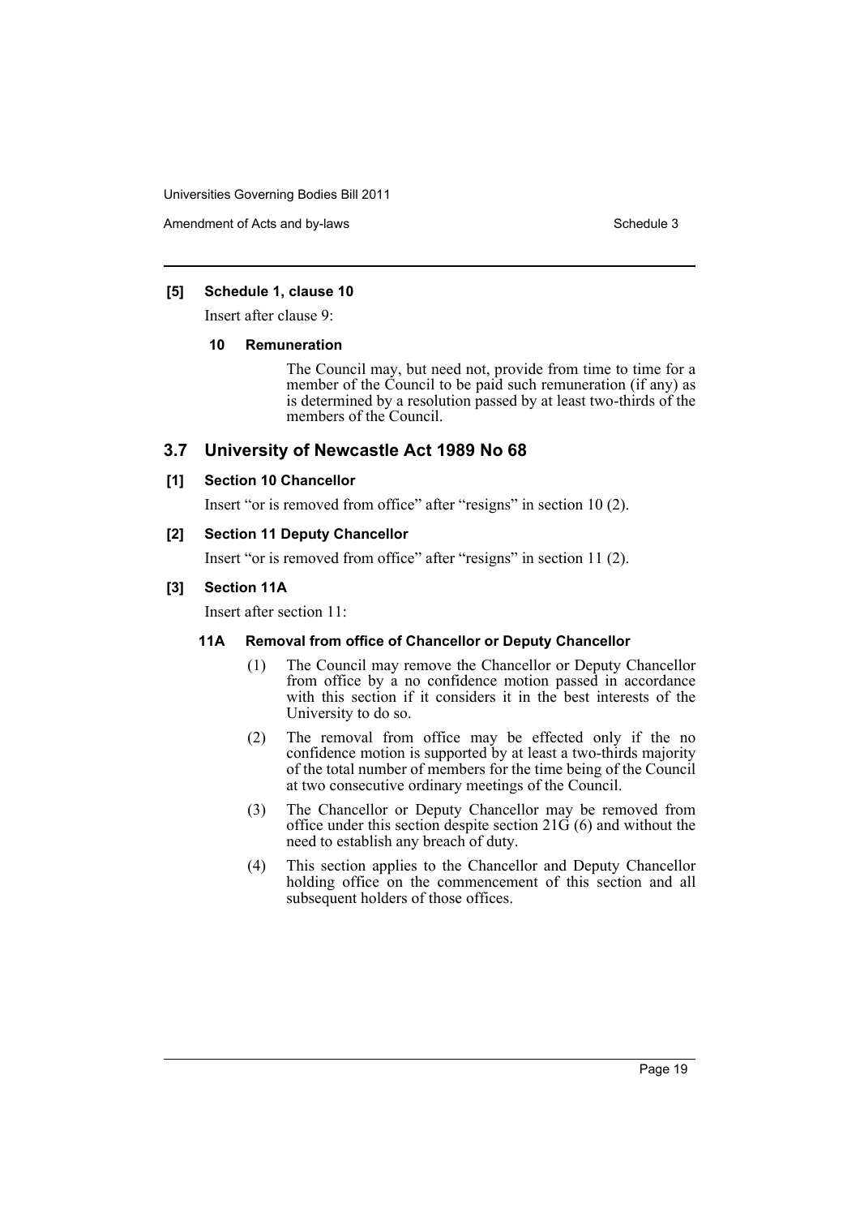**[5] Schedule 1, clause 10**

Insert after clause 9:

**10 Remuneration**

The Council may, but need not, provide from time to time for a member of the Council to be paid such remuneration (if any) as is determined by a resolution passed by at least two-thirds of the members of the Council.

## 3.7 University of Newcastle Act 1989 No 68

**[1] Section 10 Chancellor**

Insert "or is removed from office" after "resigns" in section 10 (2).

**[2] Section 11 Deputy Chancellor**

Insert "or is removed from office" after "resigns" in section 11 (2).

**[3] Section 11A**

Insert after section 11:

**11A Removal from office of Chancellor or Deputy Chancellor**

(1) The Council may remove the Chancellor or Deputy Chancellor from office by a no confidence motion passed in accordance with this section if it considers it in the best interests of the University to do so.

(2) The removal from office may be effected only if the no confidence motion is supported by at least a two-thirds majority of the total number of members for the time being of the Council at two consecutive ordinary meetings of the Council.

(3) The Chancellor or Deputy Chancellor may be removed from office under this section despite section 21G (6) and without the need to establish any breach of duty.

(4) This section applies to the Chancellor and Deputy Chancellor holding office on the commencement of this section and all subsequent holders of those offices.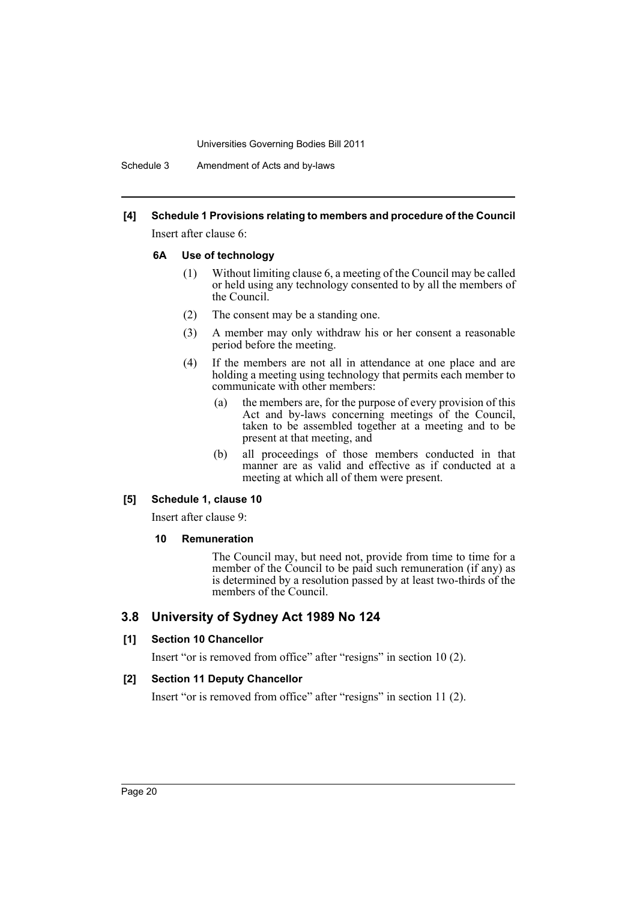#### [4] Schedule 1 Provisions relating to members and procedure of the Council

Insert after clause 6:

##### 6A Use of technology

(1) Without limiting clause 6, a meeting of the Council may be called or held using any technology consented to by all the members of the Council.

(2) The consent may be a standing one.

(3) A member may only withdraw his or her consent a reasonable period before the meeting.

(4) If the members are not all in attendance at one place and are holding a meeting using technology that permits each member to communicate with other members:

- (a) the members are, for the purpose of every provision of this Act and by-laws concerning meetings of the Council, taken to be assembled together at a meeting and to be present at that meeting, and
- (b) all proceedings of those members conducted in that manner are as valid and effective as if conducted at a meeting at which all of them were present.

#### [5] Schedule 1, clause 10

Insert after clause 9:

##### 10 Remuneration

The Council may, but need not, provide from time to time for a member of the Council to be paid such remuneration (if any) as is determined by a resolution passed by at least two-thirds of the members of the Council.

### 3.8 University of Sydney Act 1989 No 124

#### [1] Section 10 Chancellor

Insert "or is removed from office" after "resigns" in section 10 (2).

#### [2] Section 11 Deputy Chancellor

Insert "or is removed from office" after "resigns" in section 11 (2).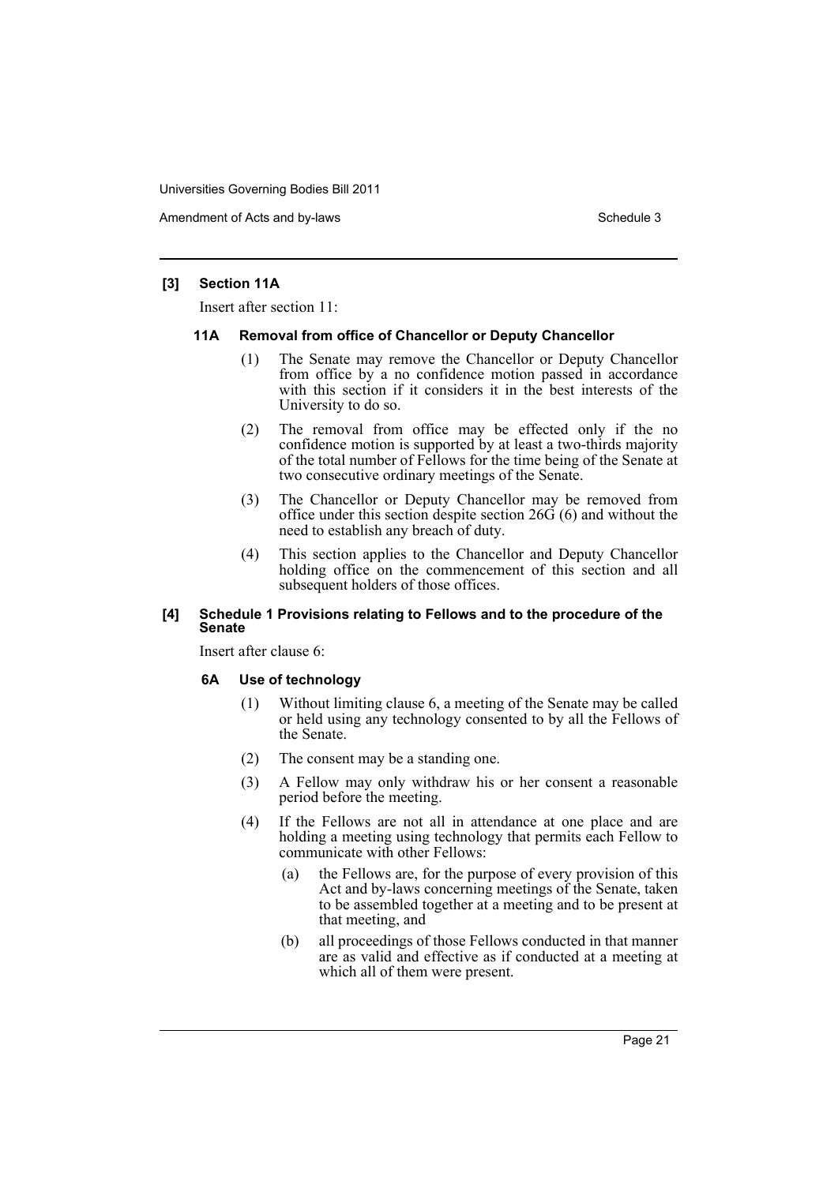**[3] Section 11A**

Insert after section 11:

**11A Removal from office of Chancellor or Deputy Chancellor**

(1) The Senate may remove the Chancellor or Deputy Chancellor from office by a no confidence motion passed in accordance with this section if it considers it in the best interests of the University to do so.

(2) The removal from office may be effected only if the no confidence motion is supported by at least a two-thirds majority of the total number of Fellows for the time being of the Senate at two consecutive ordinary meetings of the Senate.

(3) The Chancellor or Deputy Chancellor may be removed from office under this section despite section 26G (6) and without the need to establish any breach of duty.

(4) This section applies to the Chancellor and Deputy Chancellor holding office on the commencement of this section and all subsequent holders of those offices.

**[4] Schedule 1 Provisions relating to Fellows and to the procedure of the Senate**

Insert after clause 6:

**6A Use of technology**

(1) Without limiting clause 6, a meeting of the Senate may be called or held using any technology consented to by all the Fellows of the Senate.

(2) The consent may be a standing one.

(3) A Fellow may only withdraw his or her consent a reasonable period before the meeting.

(4) If the Fellows are not all in attendance at one place and are holding a meeting using technology that permits each Fellow to communicate with other Fellows:

(a) the Fellows are, for the purpose of every provision of this Act and by-laws concerning meetings of the Senate, taken to be assembled together at a meeting and to be present at that meeting, and

(b) all proceedings of those Fellows conducted in that manner are as valid and effective as if conducted at a meeting at which all of them were present.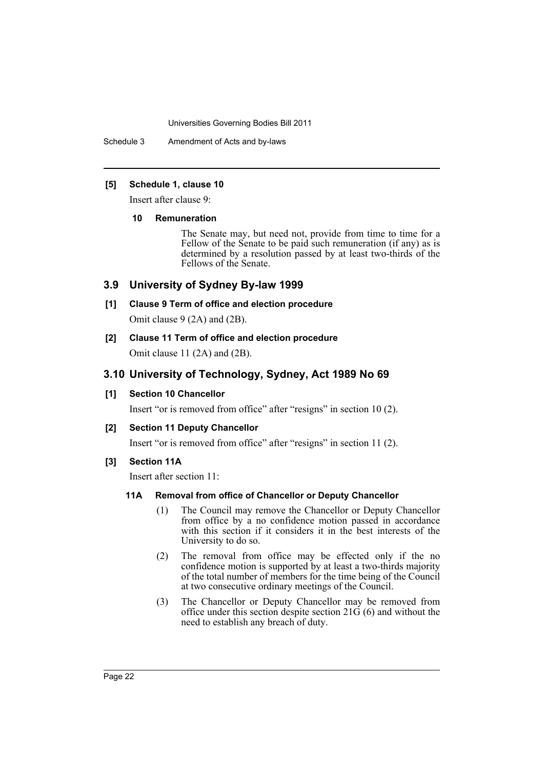**[5] Schedule 1, clause 10**

Insert after clause 9:

**10 Remuneration**

The Senate may, but need not, provide from time to time for a Fellow of the Senate to be paid such remuneration (if any) as is determined by a resolution passed by at least two-thirds of the Fellows of the Senate.

## 3.9 University of Sydney By-law 1999

**[1] Clause 9 Term of office and election procedure**

Omit clause 9 (2A) and (2B).

**[2] Clause 11 Term of office and election procedure**

Omit clause 11 (2A) and (2B).

## 3.10 University of Technology, Sydney, Act 1989 No 69

**[1] Section 10 Chancellor**

Insert "or is removed from office" after "resigns" in section 10 (2).

**[2] Section 11 Deputy Chancellor**

Insert "or is removed from office" after "resigns" in section 11 (2).

**[3] Section 11A**

Insert after section 11:

**11A Removal from office of Chancellor or Deputy Chancellor**

(1) The Council may remove the Chancellor or Deputy Chancellor from office by a no confidence motion passed in accordance with this section if it considers it in the best interests of the University to do so.

(2) The removal from office may be effected only if the no confidence motion is supported by at least a two-thirds majority of the total number of members for the time being of the Council at two consecutive ordinary meetings of the Council.

(3) The Chancellor or Deputy Chancellor may be removed from office under this section despite section 21G (6) and without the need to establish any breach of duty.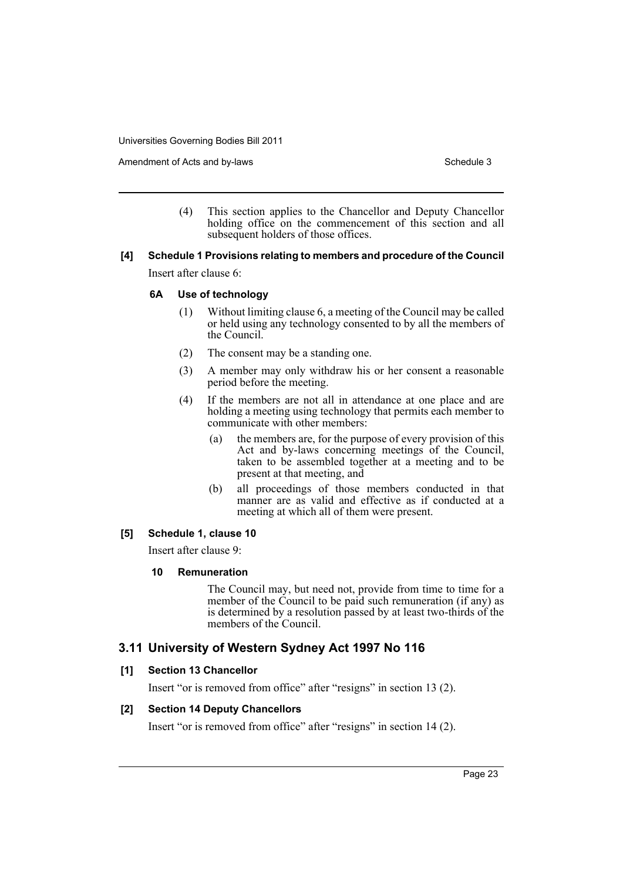(4) This section applies to the Chancellor and Deputy Chancellor holding office on the commencement of this section and all subsequent holders of those offices.

**[4] Schedule 1 Provisions relating to members and procedure of the Council**

Insert after clause 6:

**6A Use of technology**

(1) Without limiting clause 6, a meeting of the Council may be called or held using any technology consented to by all the members of the Council.

(2) The consent may be a standing one.

(3) A member may only withdraw his or her consent a reasonable period before the meeting.

(4) If the members are not all in attendance at one place and are holding a meeting using technology that permits each member to communicate with other members:

(a) the members are, for the purpose of every provision of this Act and by-laws concerning meetings of the Council, taken to be assembled together at a meeting and to be present at that meeting, and

(b) all proceedings of those members conducted in that manner are as valid and effective as if conducted at a meeting at which all of them were present.

**[5] Schedule 1, clause 10**

Insert after clause 9:

**10 Remuneration**

The Council may, but need not, provide from time to time for a member of the Council to be paid such remuneration (if any) as is determined by a resolution passed by at least two-thirds of the members of the Council.

## 3.11 University of Western Sydney Act 1997 No 116

**[1] Section 13 Chancellor**

Insert "or is removed from office" after "resigns" in section 13 (2).

**[2] Section 14 Deputy Chancellors**

Insert "or is removed from office" after "resigns" in section 14 (2).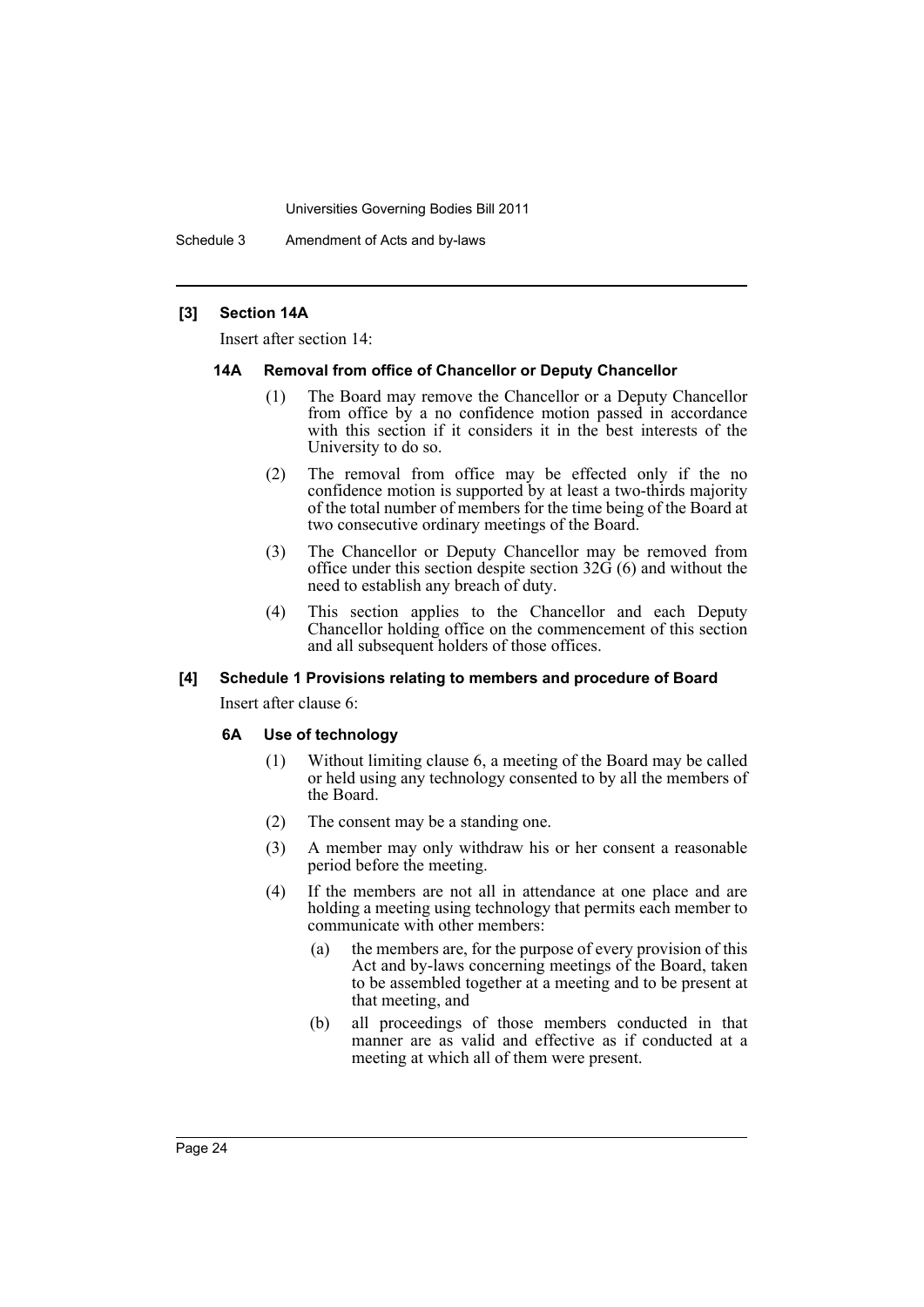#### [3] Section 14A

Insert after section 14:

##### 14A Removal from office of Chancellor or Deputy Chancellor

(1) The Board may remove the Chancellor or a Deputy Chancellor from office by a no confidence motion passed in accordance with this section if it considers it in the best interests of the University to do so.

(2) The removal from office may be effected only if the no confidence motion is supported by at least a two-thirds majority of the total number of members for the time being of the Board at two consecutive ordinary meetings of the Board.

(3) The Chancellor or Deputy Chancellor may be removed from office under this section despite section 32G (6) and without the need to establish any breach of duty.

(4) This section applies to the Chancellor and each Deputy Chancellor holding office on the commencement of this section and all subsequent holders of those offices.

#### [4] Schedule 1 Provisions relating to members and procedure of Board

Insert after clause 6:

##### 6A Use of technology

(1) Without limiting clause 6, a meeting of the Board may be called or held using any technology consented to by all the members of the Board.

(2) The consent may be a standing one.

(3) A member may only withdraw his or her consent a reasonable period before the meeting.

(4) If the members are not all in attendance at one place and are holding a meeting using technology that permits each member to communicate with other members:

(a) the members are, for the purpose of every provision of this Act and by-laws concerning meetings of the Board, taken to be assembled together at a meeting and to be present at that meeting, and

(b) all proceedings of those members conducted in that manner are as valid and effective as if conducted at a meeting at which all of them were present.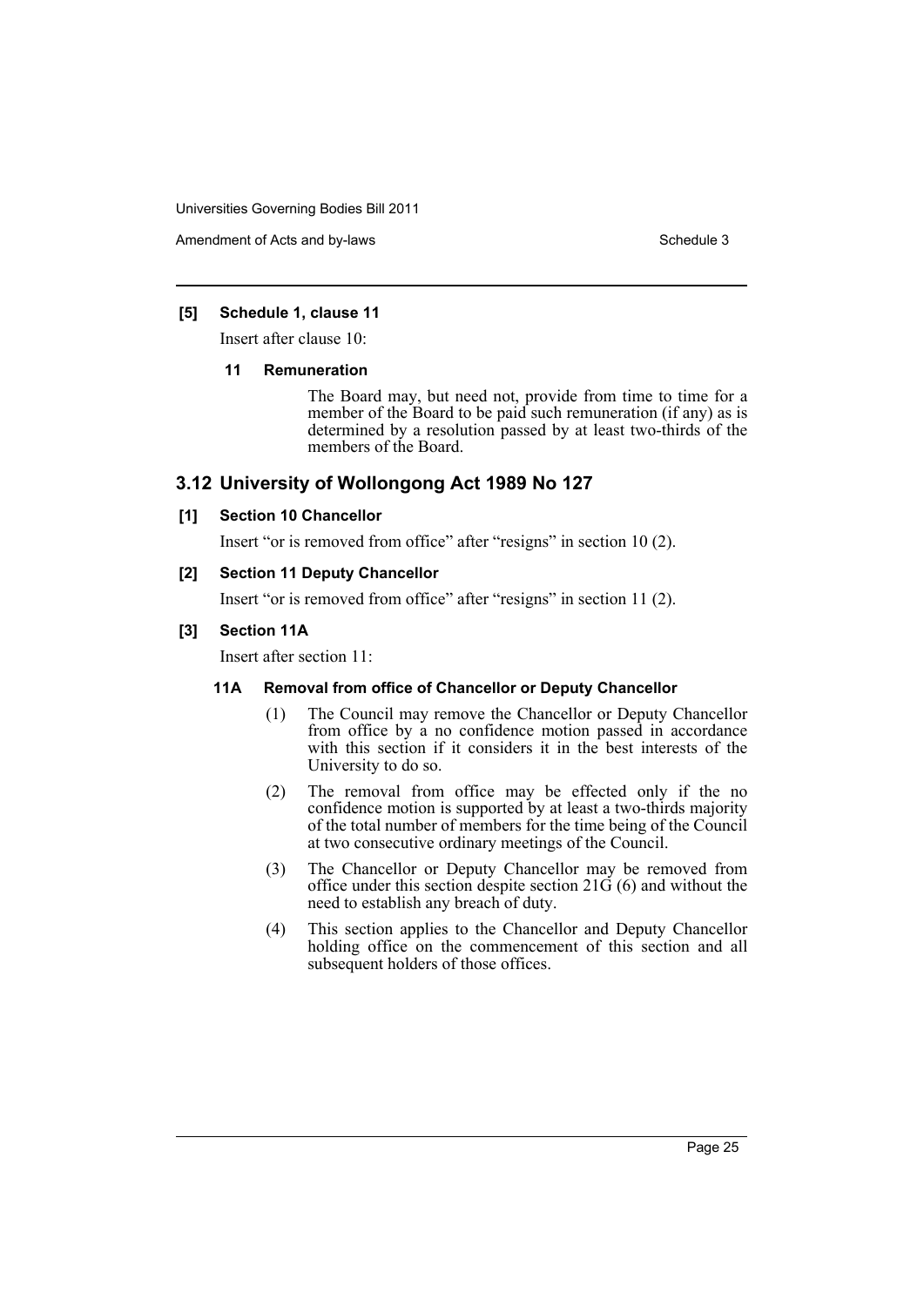**[5] Schedule 1, clause 11**

Insert after clause 10:

**11 Remuneration**

The Board may, but need not, provide from time to time for a member of the Board to be paid such remuneration (if any) as is determined by a resolution passed by at least two-thirds of the members of the Board.

## 3.12 University of Wollongong Act 1989 No 127

**[1] Section 10 Chancellor**

Insert "or is removed from office" after "resigns" in section 10 (2).

**[2] Section 11 Deputy Chancellor**

Insert "or is removed from office" after "resigns" in section 11 (2).

**[3] Section 11A**

Insert after section 11:

**11A Removal from office of Chancellor or Deputy Chancellor**

(1) The Council may remove the Chancellor or Deputy Chancellor from office by a no confidence motion passed in accordance with this section if it considers it in the best interests of the University to do so.

(2) The removal from office may be effected only if the no confidence motion is supported by at least a two-thirds majority of the total number of members for the time being of the Council at two consecutive ordinary meetings of the Council.

(3) The Chancellor or Deputy Chancellor may be removed from office under this section despite section 21G (6) and without the need to establish any breach of duty.

(4) This section applies to the Chancellor and Deputy Chancellor holding office on the commencement of this section and all subsequent holders of those offices.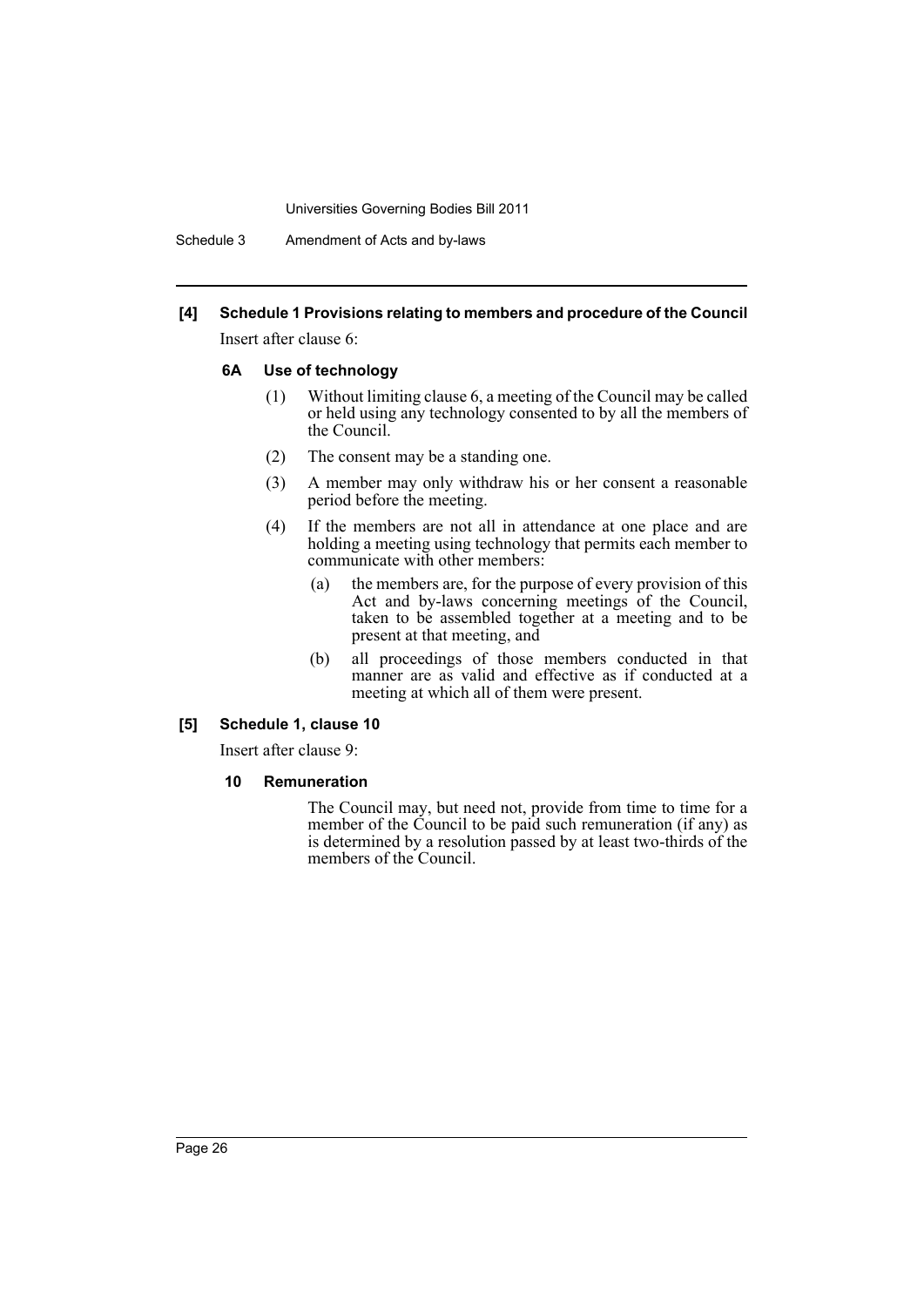**[4] Schedule 1 Provisions relating to members and procedure of the Council**

Insert after clause 6:

**6A Use of technology**

(1) Without limiting clause 6, a meeting of the Council may be called or held using any technology consented to by all the members of the Council.

(2) The consent may be a standing one.

(3) A member may only withdraw his or her consent a reasonable period before the meeting.

(4) If the members are not all in attendance at one place and are holding a meeting using technology that permits each member to communicate with other members:

(a) the members are, for the purpose of every provision of this Act and by-laws concerning meetings of the Council, taken to be assembled together at a meeting and to be present at that meeting, and

(b) all proceedings of those members conducted in that manner are as valid and effective as if conducted at a meeting at which all of them were present.

**[5] Schedule 1, clause 10**

Insert after clause 9:

**10 Remuneration**

The Council may, but need not, provide from time to time for a member of the Council to be paid such remuneration (if any) as is determined by a resolution passed by at least two-thirds of the members of the Council.